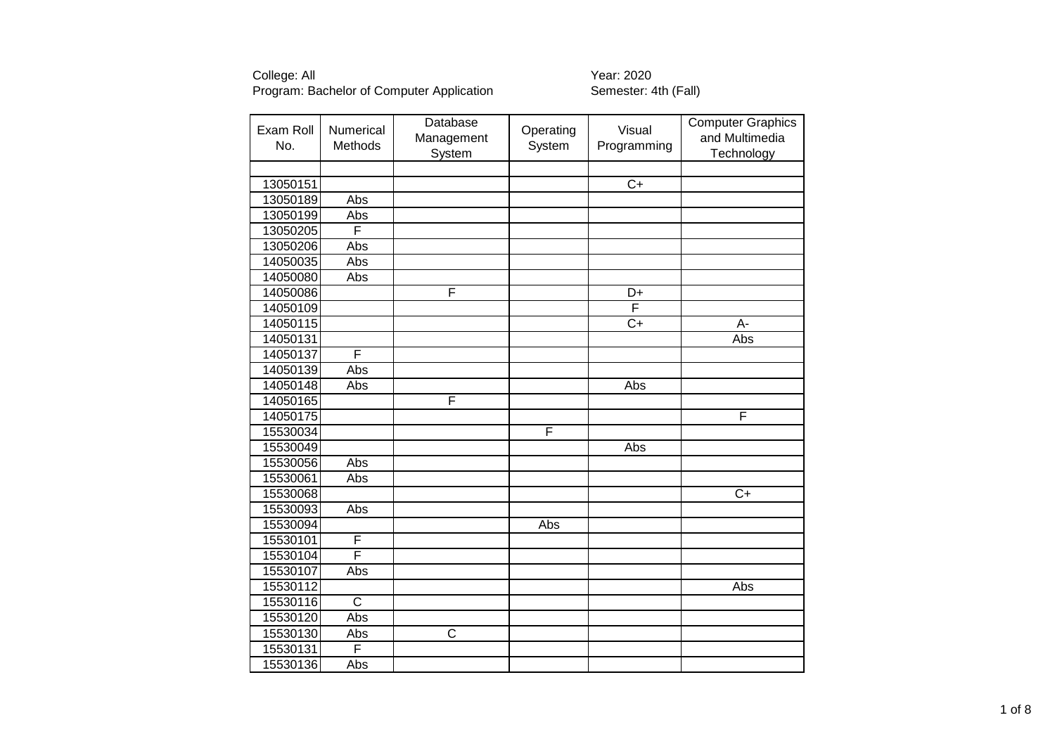College: All
Program: Bachelor of Computer Application

Year: 2020
Semester: 4th (Fall)

| Exam Roll No. | Numerical Methods | Database Management System | Operating System | Visual Programming | Computer Graphics and Multimedia Technology |
|---|---|---|---|---|---|
| | | | | | |
| 13050151 | | | | C+ | |
| 13050189 | Abs | | | | |
| 13050199 | Abs | | | | |
| 13050205 | F | | | | |
| 13050206 | Abs | | | | |
| 14050035 | Abs | | | | |
| 14050080 | Abs | | | | |
| 14050086 | | F | | D+ | |
| 14050109 | | | | F | |
| 14050115 | | | | C+ | A- |
| 14050131 | | | | | Abs |
| 14050137 | F | | | | |
| 14050139 | Abs | | | | |
| 14050148 | Abs | | | Abs | |
| 14050165 | | F | | | |
| 14050175 | | | | | F |
| 15530034 | | | F | | |
| 15530049 | | | | Abs | |
| 15530056 | Abs | | | | |
| 15530061 | Abs | | | | |
| 15530068 | | | | | C+ |
| 15530093 | Abs | | | | |
| 15530094 | | | Abs | | |
| 15530101 | F | | | | |
| 15530104 | F | | | | |
| 15530107 | Abs | | | | |
| 15530112 | | | | | Abs |
| 15530116 | C | | | | |
| 15530120 | Abs | | | | |
| 15530130 | Abs | C | | | |
| 15530131 | F | | | | |
| 15530136 | Abs | | | | |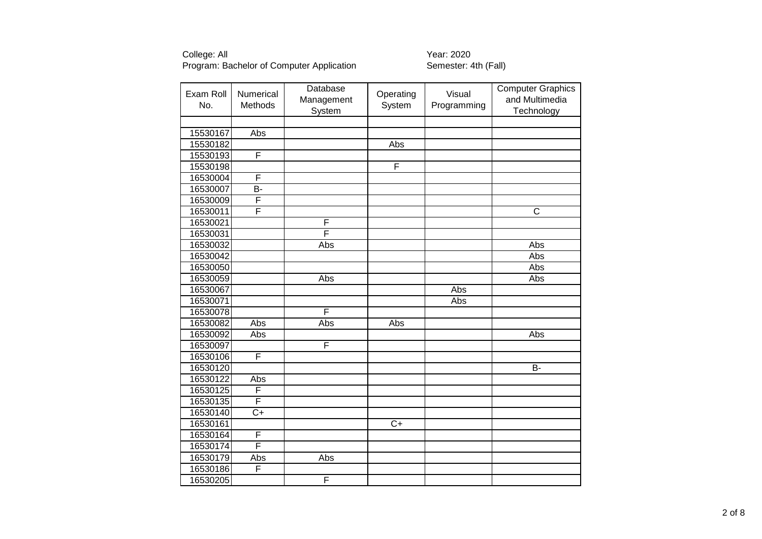College: All
Program: Bachelor of Computer Application

Year: 2020
Semester: 4th (Fall)

| Exam Roll No. | Numerical Methods | Database Management System | Operating System | Visual Programming | Computer Graphics and Multimedia Technology |
|---|---|---|---|---|---|
| | | | | | |
| 15530167 | Abs | | | | |
| 15530182 | | | Abs | | |
| 15530193 | F | | | | |
| 15530198 | | | F | | |
| 16530004 | F | | | | |
| 16530007 | B- | | | | |
| 16530009 | F | | | | |
| 16530011 | F | | | | C |
| 16530021 | | F | | | |
| 16530031 | | F | | | |
| 16530032 | | Abs | | | Abs |
| 16530042 | | | | | Abs |
| 16530050 | | | | | Abs |
| 16530059 | | Abs | | | Abs |
| 16530067 | | | | Abs | |
| 16530071 | | | | Abs | |
| 16530078 | | F | | | |
| 16530082 | Abs | Abs | Abs | | |
| 16530092 | Abs | | | | Abs |
| 16530097 | | F | | | |
| 16530106 | F | | | | |
| 16530120 | | | | | B- |
| 16530122 | Abs | | | | |
| 16530125 | F | | | | |
| 16530135 | F | | | | |
| 16530140 | C+ | | | | |
| 16530161 | | | C+ | | |
| 16530164 | F | | | | |
| 16530174 | F | | | | |
| 16530179 | Abs | Abs | | | |
| 16530186 | F | | | | |
| 16530205 | | F | | | |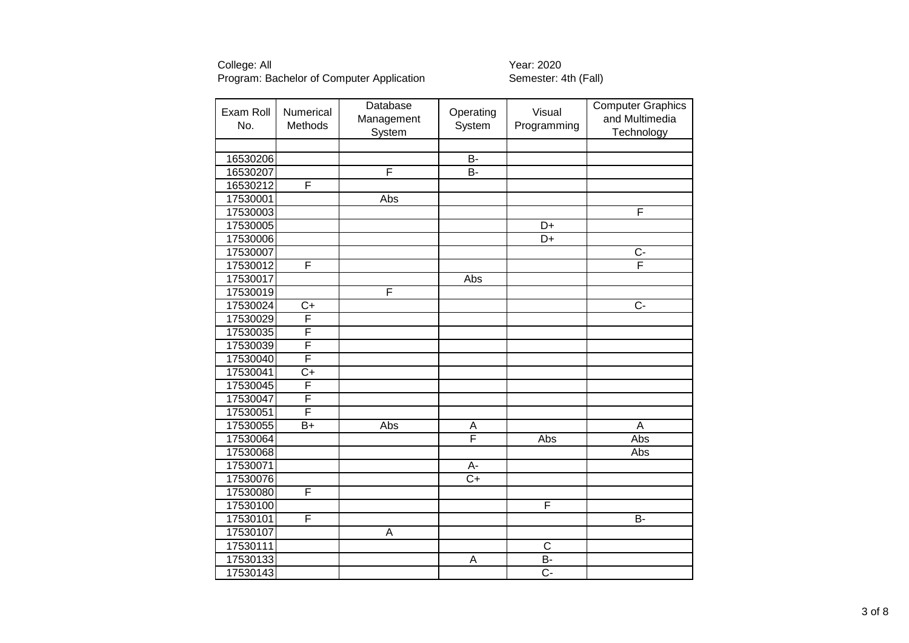College: All
Program: Bachelor of Computer Application

Year: 2020
Semester: 4th (Fall)

| Exam Roll No. | Numerical Methods | Database Management System | Operating System | Visual Programming | Computer Graphics and Multimedia Technology |
|---|---|---|---|---|---|
| | | | | | |
| 16530206 | | | B- | | |
| 16530207 | | F | B- | | |
| 16530212 | F | | | | |
| 17530001 | | Abs | | | |
| 17530003 | | | | | F |
| 17530005 | | | | D+ | |
| 17530006 | | | | D+ | |
| 17530007 | | | | | C- |
| 17530012 | F | | | | F |
| 17530017 | | | Abs | | |
| 17530019 | | F | | | |
| 17530024 | C+ | | | | C- |
| 17530029 | F | | | | |
| 17530035 | F | | | | |
| 17530039 | F | | | | |
| 17530040 | F | | | | |
| 17530041 | C+ | | | | |
| 17530045 | F | | | | |
| 17530047 | F | | | | |
| 17530051 | F | | | | |
| 17530055 | B+ | Abs | A | | A |
| 17530064 | | | F | Abs | Abs |
| 17530068 | | | | | Abs |
| 17530071 | | | A- | | |
| 17530076 | | | C+ | | |
| 17530080 | F | | | | |
| 17530100 | | | | F | |
| 17530101 | F | | | | B- |
| 17530107 | | A | | | |
| 17530111 | | | | C | |
| 17530133 | | | A | B- | |
| 17530143 | | | | C- | |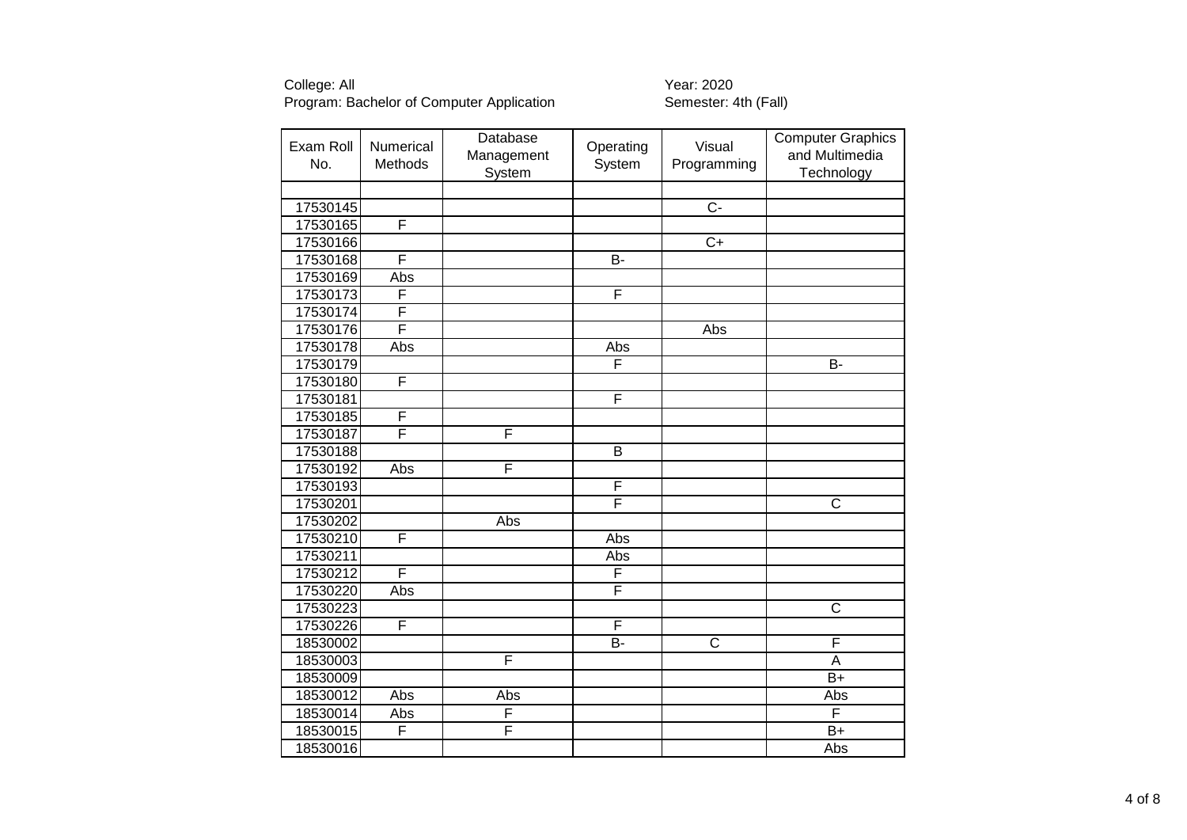College: All
Program: Bachelor of Computer Application

Year: 2020
Semester: 4th (Fall)

| Exam Roll No. | Numerical Methods | Database Management System | Operating System | Visual Programming | Computer Graphics and Multimedia Technology |
|---|---|---|---|---|---|
| | | | | | |
| 17530145 | | | | C- | |
| 17530165 | F | | | | |
| 17530166 | | | | C+ | |
| 17530168 | F | | B- | | |
| 17530169 | Abs | | | | |
| 17530173 | F | | F | | |
| 17530174 | F | | | | |
| 17530176 | F | | | Abs | |
| 17530178 | Abs | | Abs | | |
| 17530179 | | | F | | B- |
| 17530180 | F | | | | |
| 17530181 | | | F | | |
| 17530185 | F | | | | |
| 17530187 | F | F | | | |
| 17530188 | | | B | | |
| 17530192 | Abs | F | | | |
| 17530193 | | | F | | |
| 17530201 | | | F | | C |
| 17530202 | | Abs | | | |
| 17530210 | F | | Abs | | |
| 17530211 | | | Abs | | |
| 17530212 | F | | F | | |
| 17530220 | Abs | | F | | |
| 17530223 | | | | | C |
| 17530226 | F | | F | | |
| 18530002 | | | B- | C | F |
| 18530003 | | F | | | A |
| 18530009 | | | | | B+ |
| 18530012 | Abs | Abs | | | Abs |
| 18530014 | Abs | F | | | F |
| 18530015 | F | F | | | B+ |
| 18530016 | | | | | Abs |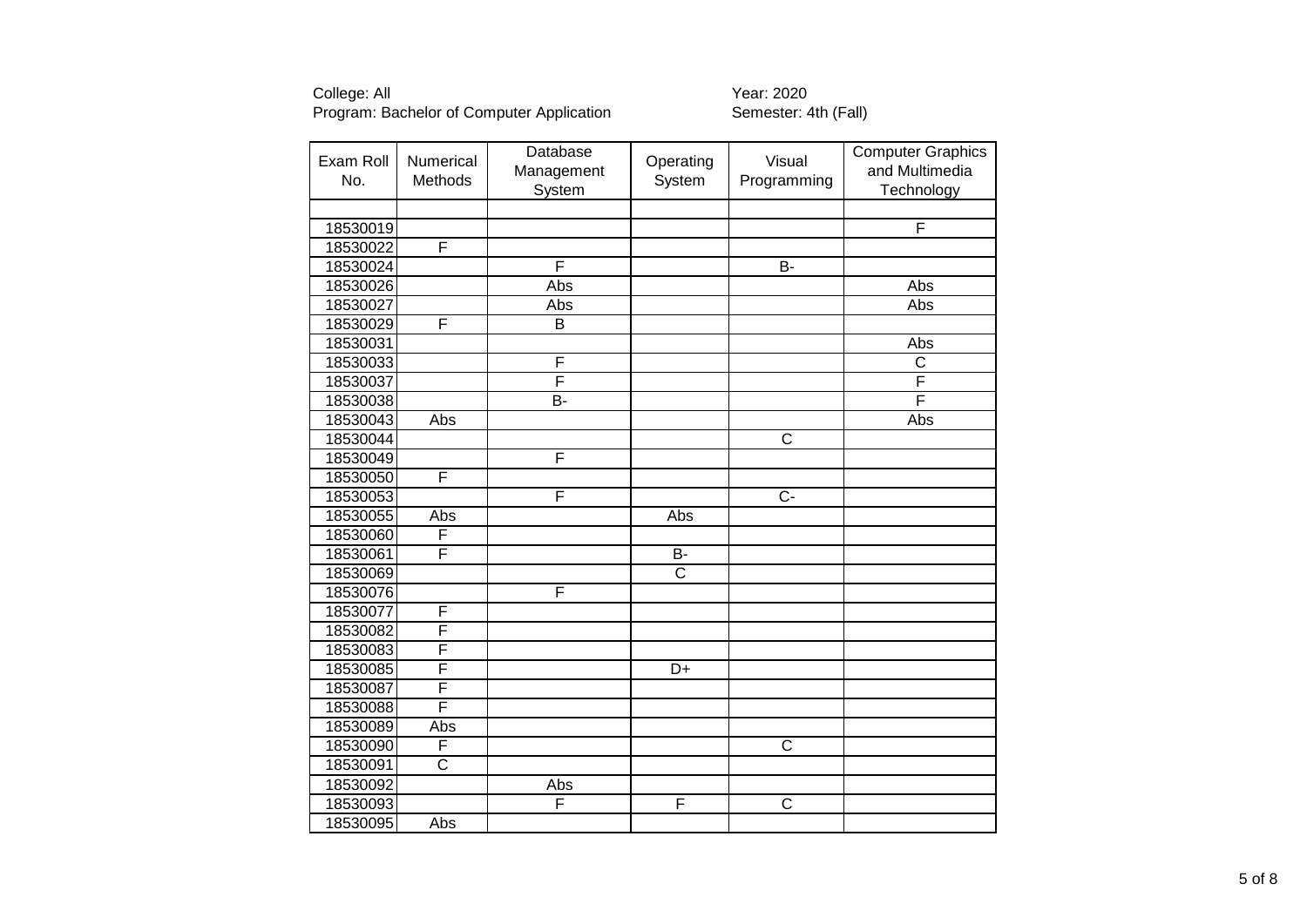College: All
Program: Bachelor of Computer Application

Year: 2020
Semester: 4th (Fall)

| Exam Roll No. | Numerical Methods | Database Management System | Operating System | Visual Programming | Computer Graphics and Multimedia Technology |
|---|---|---|---|---|---|
| | | | | | |
| 18530019 | | | | | F |
| 18530022 | F | | | | |
| 18530024 | | F | | B- | |
| 18530026 | | Abs | | | Abs |
| 18530027 | | Abs | | | Abs |
| 18530029 | F | B | | | |
| 18530031 | | | | | Abs |
| 18530033 | | F | | | C |
| 18530037 | | F | | | F |
| 18530038 | | B- | | | F |
| 18530043 | Abs | | | | Abs |
| 18530044 | | | | C | |
| 18530049 | | F | | | |
| 18530050 | F | | | | |
| 18530053 | | F | | C- | |
| 18530055 | Abs | | Abs | | |
| 18530060 | F | | | | |
| 18530061 | F | | B- | | |
| 18530069 | | | C | | |
| 18530076 | | F | | | |
| 18530077 | F | | | | |
| 18530082 | F | | | | |
| 18530083 | F | | | | |
| 18530085 | F | | D+ | | |
| 18530087 | F | | | | |
| 18530088 | F | | | | |
| 18530089 | Abs | | | | |
| 18530090 | F | | | C | |
| 18530091 | C | | | | |
| 18530092 | | Abs | | | |
| 18530093 | | F | F | C | |
| 18530095 | Abs | | | | |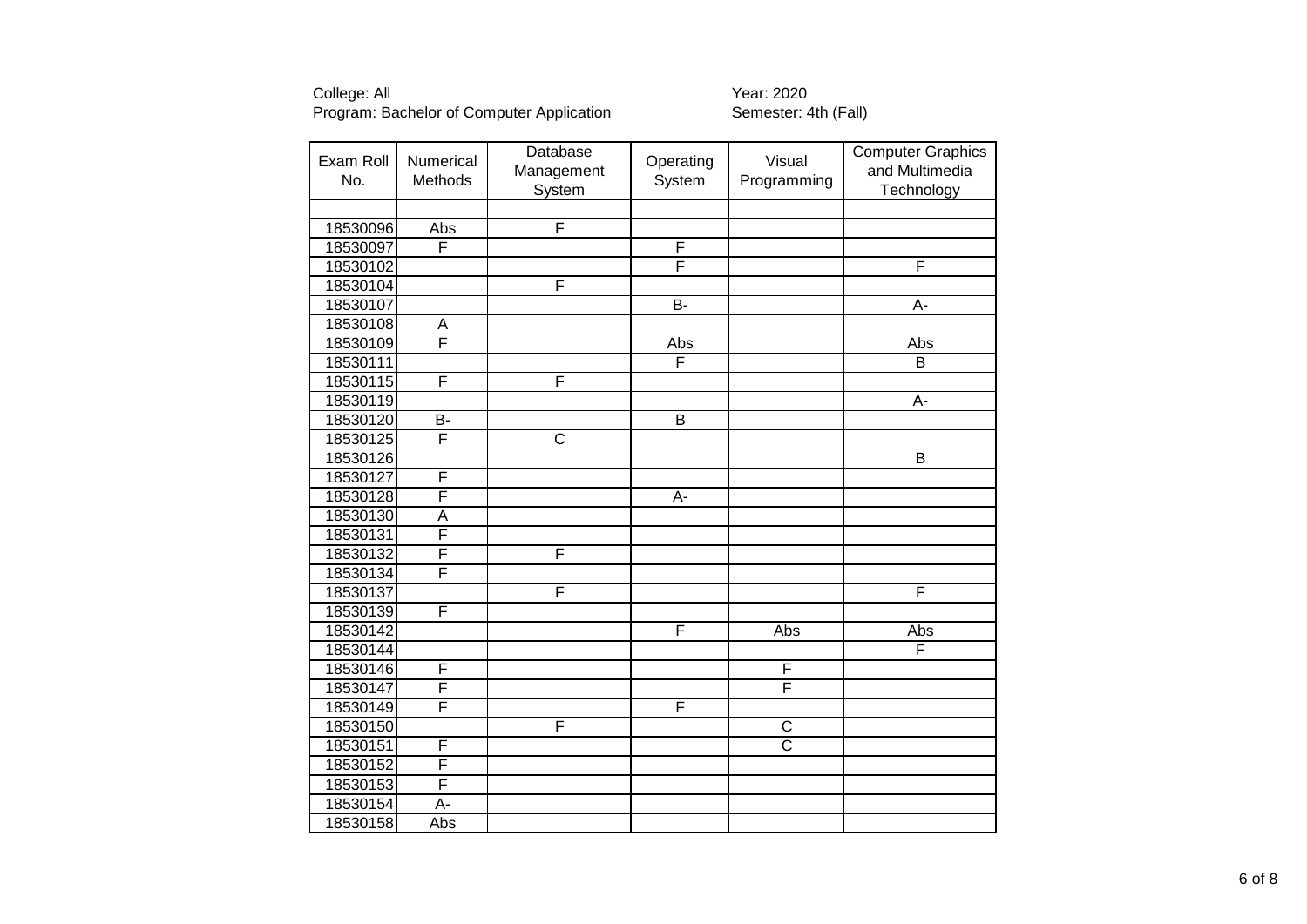College: All
Program: Bachelor of Computer Application

Year: 2020
Semester: 4th (Fall)

| Exam Roll No. | Numerical Methods | Database Management System | Operating System | Visual Programming | Computer Graphics and Multimedia Technology |
|---|---|---|---|---|---|
| | | | | | |
| 18530096 | Abs | F | | | |
| 18530097 | F | | F | | |
| 18530102 | | | F | | F |
| 18530104 | | F | | | |
| 18530107 | | | B- | | A- |
| 18530108 | A | | | | |
| 18530109 | F | | Abs | | Abs |
| 18530111 | | | F | | B |
| 18530115 | F | F | | | |
| 18530119 | | | | | A- |
| 18530120 | B- | | B | | |
| 18530125 | F | C | | | |
| 18530126 | | | | | B |
| 18530127 | F | | | | |
| 18530128 | F | | A- | | |
| 18530130 | A | | | | |
| 18530131 | F | | | | |
| 18530132 | F | F | | | |
| 18530134 | F | | | | |
| 18530137 | | F | | | F |
| 18530139 | F | | | | |
| 18530142 | | | F | Abs | Abs |
| 18530144 | | | | | F |
| 18530146 | F | | | F | |
| 18530147 | F | | | F | |
| 18530149 | F | | F | | |
| 18530150 | | F | | C | |
| 18530151 | F | | | C | |
| 18530152 | F | | | | |
| 18530153 | F | | | | |
| 18530154 | A- | | | | |
| 18530158 | Abs | | | | |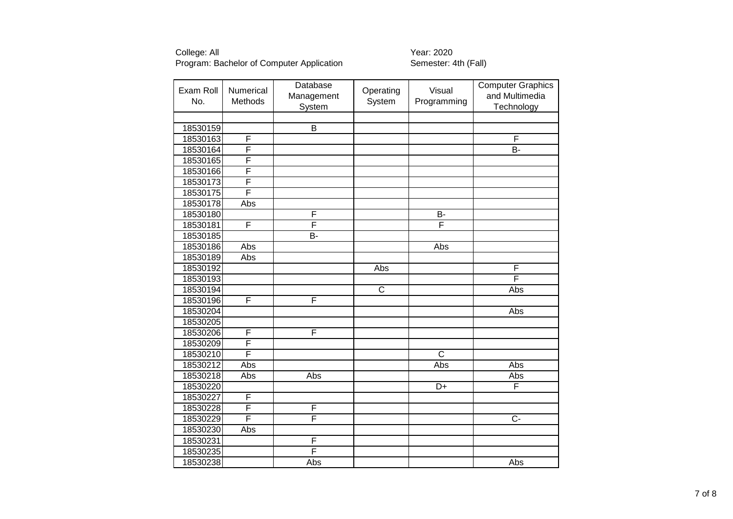College: All
Program: Bachelor of Computer Application

Year: 2020
Semester: 4th (Fall)

| Exam Roll No. | Numerical Methods | Database Management System | Operating System | Visual Programming | Computer Graphics and Multimedia Technology |
|---|---|---|---|---|---|
| | | | | | |
| 18530159 | | B | | | |
| 18530163 | F | | | | F |
| 18530164 | F | | | | B- |
| 18530165 | F | | | | |
| 18530166 | F | | | | |
| 18530173 | F | | | | |
| 18530175 | F | | | | |
| 18530178 | Abs | | | | |
| 18530180 | | F | | B- | |
| 18530181 | F | F | | F | |
| 18530185 | | B- | | | |
| 18530186 | Abs | | | Abs | |
| 18530189 | Abs | | | | |
| 18530192 | | | Abs | | F |
| 18530193 | | | | | F |
| 18530194 | | | C | | Abs |
| 18530196 | F | F | | | |
| 18530204 | | | | | Abs |
| 18530205 | | | | | |
| 18530206 | F | F | | | |
| 18530209 | F | | | | |
| 18530210 | F | | | C | |
| 18530212 | Abs | | | Abs | Abs |
| 18530218 | Abs | Abs | | | Abs |
| 18530220 | | | | D+ | F |
| 18530227 | F | | | | |
| 18530228 | F | F | | | |
| 18530229 | F | F | | | C- |
| 18530230 | Abs | | | | |
| 18530231 | | F | | | |
| 18530235 | | F | | | |
| 18530238 | | Abs | | | Abs |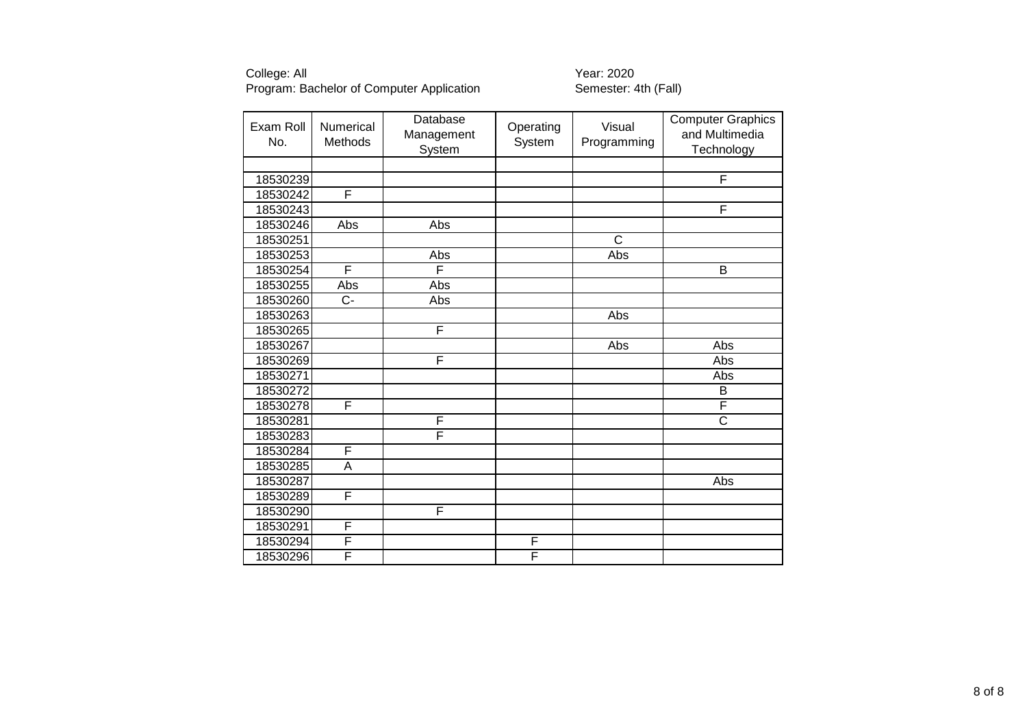College: All
Program: Bachelor of Computer Application

Year: 2020
Semester: 4th (Fall)

| Exam Roll No. | Numerical Methods | Database Management System | Operating System | Visual Programming | Computer Graphics and Multimedia Technology |
|---|---|---|---|---|---|
| | | | | | |
| 18530239 | | | | | F |
| 18530242 | F | | | | |
| 18530243 | | | | | F |
| 18530246 | Abs | Abs | | | |
| 18530251 | | | | C | |
| 18530253 | | Abs | | Abs | |
| 18530254 | F | F | | | B |
| 18530255 | Abs | Abs | | | |
| 18530260 | C- | Abs | | | |
| 18530263 | | | | Abs | |
| 18530265 | | F | | | |
| 18530267 | | | | Abs | Abs |
| 18530269 | | F | | | Abs |
| 18530271 | | | | | Abs |
| 18530272 | | | | | B |
| 18530278 | F | | | | F |
| 18530281 | | F | | | C |
| 18530283 | | F | | | |
| 18530284 | F | | | | |
| 18530285 | A | | | | |
| 18530287 | | | | | Abs |
| 18530289 | F | | | | |
| 18530290 | | F | | | |
| 18530291 | F | | | | |
| 18530294 | F | | F | | |
| 18530296 | F | | F | | |